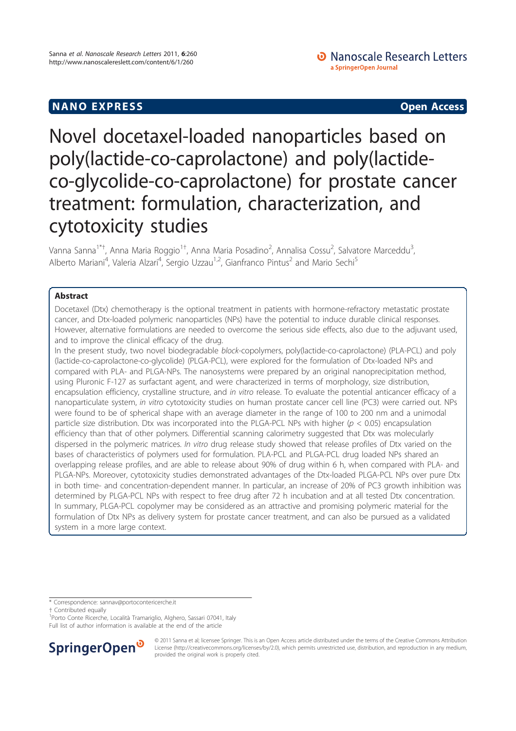NANO EXPRESS **Open Access**

# Novel docetaxel-loaded nanoparticles based on poly(lactide-co-caprolactone) and poly(lactide-co-glycolide-co-caprolactone) for prostate cancer treatment: formulation, characterization, and cytotoxicity studies

Vanna Sanna[1*†], Anna Maria Roggio[1†], Anna Maria Posadino[2], Annalisa Cossu[2], Salvatore Marceddu[3], Alberto Mariani[4], Valeria Alzari[4], Sergio Uzzau[1,2], Gianfranco Pintus[2] and Mario Sechi[5]

## Abstract

Docetaxel (Dtx) chemotherapy is the optional treatment in patients with hormone-refractory metastatic prostate cancer, and Dtx-loaded polymeric nanoparticles (NPs) have the potential to induce durable clinical responses. However, alternative formulations are needed to overcome the serious side effects, also due to the adjuvant used, and to improve the clinical efficacy of the drug.

In the present study, two novel biodegradable *block*-copolymers, poly(lactide-co-caprolactone) (PLA-PCL) and poly (lactide-co-caprolactone-co-glycolide) (PLGA-PCL), were explored for the formulation of Dtx-loaded NPs and compared with PLA- and PLGA-NPs. The nanosystems were prepared by an original nanoprecipitation method, using Pluronic F-127 as surfactant agent, and were characterized in terms of morphology, size distribution, encapsulation efficiency, crystalline structure, and *in vitro* release. To evaluate the potential anticancer efficacy of a nanoparticulate system, *in vitro* cytotoxicity studies on human prostate cancer cell line (PC3) were carried out. NPs were found to be of spherical shape with an average diameter in the range of 100 to 200 nm and a unimodal particle size distribution. Dtx was incorporated into the PLGA-PCL NPs with higher ($p < 0.05$) encapsulation efficiency than that of other polymers. Differential scanning calorimetry suggested that Dtx was molecularly dispersed in the polymeric matrices. *In vitro* drug release study showed that release profiles of Dtx varied on the bases of characteristics of polymers used for formulation. PLA-PCL and PLGA-PCL drug loaded NPs shared an overlapping release profiles, and are able to release about 90% of drug within 6 h, when compared with PLA- and PLGA-NPs. Moreover, cytotoxicity studies demonstrated advantages of the Dtx-loaded PLGA-PCL NPs over pure Dtx in both time- and concentration-dependent manner. In particular, an increase of 20% of PC3 growth inhibition was determined by PLGA-PCL NPs with respect to free drug after 72 h incubation and at all tested Dtx concentration. In summary, PLGA-PCL copolymer may be considered as an attractive and promising polymeric material for the formulation of Dtx NPs as delivery system for prostate cancer treatment, and can also be pursued as a validated system in a more large context.

---

\* Correspondence: sannav@portocontericerche.it

† Contributed equally

[1]Porto Conte Ricerche, Località Tramariglio, Alghero, Sassari 07041, Italy

Full list of author information is available at the end of the article

© 2011 Sanna et al; licensee Springer. This is an Open Access article distributed under the terms of the Creative Commons Attribution License (http://creativecommons.org/licenses/by/2.0), which permits unrestricted use, distribution, and reproduction in any medium, provided the original work is properly cited.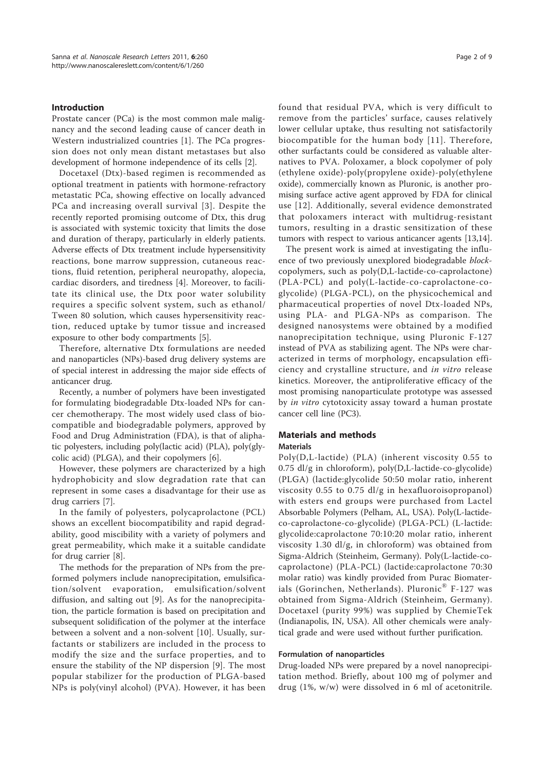## Introduction

Prostate cancer (PCa) is the most common male malignancy and the second leading cause of cancer death in Western industrialized countries [1]. The PCa progression does not only mean distant metastases but also development of hormone independence of its cells [2].

Docetaxel (Dtx)-based regimen is recommended as optional treatment in patients with hormone-refractory metastatic PCa, showing effective on locally advanced PCa and increasing overall survival [3]. Despite the recently reported promising outcome of Dtx, this drug is associated with systemic toxicity that limits the dose and duration of therapy, particularly in elderly patients. Adverse effects of Dtx treatment include hypersensitivity reactions, bone marrow suppression, cutaneous reactions, fluid retention, peripheral neuropathy, alopecia, cardiac disorders, and tiredness [4]. Moreover, to facilitate its clinical use, the Dtx poor water solubility requires a specific solvent system, such as ethanol/Tween 80 solution, which causes hypersensitivity reaction, reduced uptake by tumor tissue and increased exposure to other body compartments [5].

Therefore, alternative Dtx formulations are needed and nanoparticles (NPs)-based drug delivery systems are of special interest in addressing the major side effects of anticancer drug.

Recently, a number of polymers have been investigated for formulating biodegradable Dtx-loaded NPs for cancer chemotherapy. The most widely used class of biocompatible and biodegradable polymers, approved by Food and Drug Administration (FDA), is that of aliphatic polyesters, including poly(lactic acid) (PLA), poly(glycolic acid) (PLGA), and their copolymers [6].

However, these polymers are characterized by a high hydrophobicity and slow degradation rate that can represent in some cases a disadvantage for their use as drug carriers [7].

In the family of polyesters, polycaprolactone (PCL) shows an excellent biocompatibility and rapid degradability, good miscibility with a variety of polymers and great permeability, which make it a suitable candidate for drug carrier [8].

The methods for the preparation of NPs from the preformed polymers include nanoprecipitation, emulsification/solvent evaporation, emulsification/solvent diffusion, and salting out [9]. As for the nanoprecipitation, the particle formation is based on precipitation and subsequent solidification of the polymer at the interface between a solvent and a non-solvent [10]. Usually, surfactants or stabilizers are included in the process to modify the size and the surface properties, and to ensure the stability of the NP dispersion [9]. The most popular stabilizer for the production of PLGA-based NPs is poly(vinyl alcohol) (PVA). However, it has been found that residual PVA, which is very difficult to remove from the particles' surface, causes relatively lower cellular uptake, thus resulting not satisfactorily biocompatible for the human body [11]. Therefore, other surfactants could be considered as valuable alternatives to PVA. Poloxamer, a block copolymer of poly (ethylene oxide)-poly(propylene oxide)-poly(ethylene oxide), commercially known as Pluronic, is another promising surface active agent approved by FDA for clinical use [12]. Additionally, several evidence demonstrated that poloxamers interact with multidrug-resistant tumors, resulting in a drastic sensitization of these tumors with respect to various anticancer agents [13,14].

The present work is aimed at investigating the influence of two previously unexplored biodegradable *block*-copolymers, such as poly(D,L-lactide-co-caprolactone) (PLA-PCL) and poly(L-lactide-co-caprolactone-co-glycolide) (PLGA-PCL), on the physicochemical and pharmaceutical properties of novel Dtx-loaded NPs, using PLA- and PLGA-NPs as comparison. The designed nanosystems were obtained by a modified nanoprecipitation technique, using Pluronic F-127 instead of PVA as stabilizing agent. The NPs were characterized in terms of morphology, encapsulation efficiency and crystalline structure, and *in vitro* release kinetics. Moreover, the antiproliferative efficacy of the most promising nanoparticulate prototype was assessed by *in vitro* cytotoxicity assay toward a human prostate cancer cell line (PC3).

## Materials and methods

### Materials

Poly(D,L-lactide) (PLA) (inherent viscosity 0.55 to 0.75 dl/g in chloroform), poly(D,L-lactide-co-glycolide) (PLGA) (lactide:glycolide 50:50 molar ratio, inherent viscosity 0.55 to 0.75 dl/g in hexafluoroisopropanol) with esters end groups were purchased from Lactel Absorbable Polymers (Pelham, AL, USA). Poly(L-lactide-co-caprolactone-co-glycolide) (PLGA-PCL) (L-lactide: glycolide:caprolactone 70:10:20 molar ratio, inherent viscosity 1.30 dl/g, in chloroform) was obtained from Sigma-Aldrich (Steinheim, Germany). Poly(L-lactide-co-caprolactone) (PLA-PCL) (lactide:caprolactone 70:30 molar ratio) was kindly provided from Purac Biomaterials (Gorinchen, Netherlands). Pluronic® F-127 was obtained from Sigma-Aldrich (Steinheim, Germany). Docetaxel (purity 99%) was supplied by ChemieTek (Indianapolis, IN, USA). All other chemicals were analytical grade and were used without further purification.

### Formulation of nanoparticles

Drug-loaded NPs were prepared by a novel nanoprecipitation method. Briefly, about 100 mg of polymer and drug (1%, w/w) were dissolved in 6 ml of acetonitrile.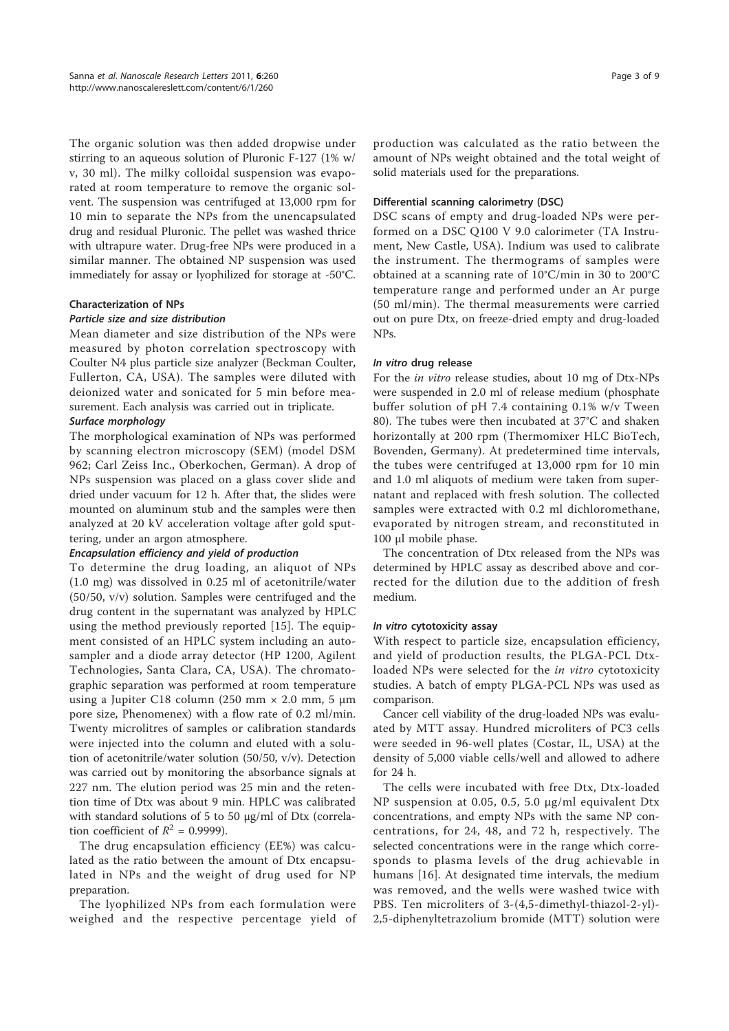The organic solution was then added dropwise under stirring to an aqueous solution of Pluronic F-127 (1% w/v, 30 ml). The milky colloidal suspension was evaporated at room temperature to remove the organic solvent. The suspension was centrifuged at 13,000 rpm for 10 min to separate the NPs from the unencapsulated drug and residual Pluronic. The pellet was washed thrice with ultrapure water. Drug-free NPs were produced in a similar manner. The obtained NP suspension was used immediately for assay or lyophilized for storage at -50°C.

### Characterization of NPs

#### *Particle size and size distribution*

Mean diameter and size distribution of the NPs were measured by photon correlation spectroscopy with Coulter N4 plus particle size analyzer (Beckman Coulter, Fullerton, CA, USA). The samples were diluted with deionized water and sonicated for 5 min before measurement. Each analysis was carried out in triplicate.

#### *Surface morphology*

The morphological examination of NPs was performed by scanning electron microscopy (SEM) (model DSM 962; Carl Zeiss Inc., Oberkochen, German). A drop of NPs suspension was placed on a glass cover slide and dried under vacuum for 12 h. After that, the slides were mounted on aluminum stub and the samples were then analyzed at 20 kV acceleration voltage after gold sputtering, under an argon atmosphere.

#### *Encapsulation efficiency and yield of production*

To determine the drug loading, an aliquot of NPs (1.0 mg) was dissolved in 0.25 ml of acetonitrile/water (50/50, v/v) solution. Samples were centrifuged and the drug content in the supernatant was analyzed by HPLC using the method previously reported [15]. The equipment consisted of an HPLC system including an autosampler and a diode array detector (HP 1200, Agilent Technologies, Santa Clara, CA, USA). The chromatographic separation was performed at room temperature using a Jupiter C18 column (250 mm × 2.0 mm, 5 μm pore size, Phenomenex) with a flow rate of 0.2 ml/min. Twenty microlitres of samples or calibration standards were injected into the column and eluted with a solution of acetonitrile/water solution (50/50, v/v). Detection was carried out by monitoring the absorbance signals at 227 nm. The elution period was 25 min and the retention time of Dtx was about 9 min. HPLC was calibrated with standard solutions of 5 to 50 μg/ml of Dtx (correlation coefficient of $R^2$ = 0.9999).

The drug encapsulation efficiency (EE%) was calculated as the ratio between the amount of Dtx encapsulated in NPs and the weight of drug used for NP preparation.

The lyophilized NPs from each formulation were weighed and the respective percentage yield of production was calculated as the ratio between the amount of NPs weight obtained and the total weight of solid materials used for the preparations.

### Differential scanning calorimetry (DSC)

DSC scans of empty and drug-loaded NPs were performed on a DSC Q100 V 9.0 calorimeter (TA Instrument, New Castle, USA). Indium was used to calibrate the instrument. The thermograms of samples were obtained at a scanning rate of 10°C/min in 30 to 200°C temperature range and performed under an Ar purge (50 ml/min). The thermal measurements were carried out on pure Dtx, on freeze-dried empty and drug-loaded NPs.

### *In vitro* drug release

For the *in vitro* release studies, about 10 mg of Dtx-NPs were suspended in 2.0 ml of release medium (phosphate buffer solution of pH 7.4 containing 0.1% w/v Tween 80). The tubes were then incubated at 37°C and shaken horizontally at 200 rpm (Thermomixer HLC BioTech, Bovenden, Germany). At predetermined time intervals, the tubes were centrifuged at 13,000 rpm for 10 min and 1.0 ml aliquots of medium were taken from supernatant and replaced with fresh solution. The collected samples were extracted with 0.2 ml dichloromethane, evaporated by nitrogen stream, and reconstituted in 100 μl mobile phase.

The concentration of Dtx released from the NPs was determined by HPLC assay as described above and corrected for the dilution due to the addition of fresh medium.

### *In vitro* cytotoxicity assay

With respect to particle size, encapsulation efficiency, and yield of production results, the PLGA-PCL Dtx-loaded NPs were selected for the *in vitro* cytotoxicity studies. A batch of empty PLGA-PCL NPs was used as comparison.

Cancer cell viability of the drug-loaded NPs was evaluated by MTT assay. Hundred microliters of PC3 cells were seeded in 96-well plates (Costar, IL, USA) at the density of 5,000 viable cells/well and allowed to adhere for 24 h.

The cells were incubated with free Dtx, Dtx-loaded NP suspension at 0.05, 0.5, 5.0 μg/ml equivalent Dtx concentrations, and empty NPs with the same NP concentrations, for 24, 48, and 72 h, respectively. The selected concentrations were in the range which corresponds to plasma levels of the drug achievable in humans [16]. At designated time intervals, the medium was removed, and the wells were washed twice with PBS. Ten microliters of 3-(4,5-dimethyl-thiazol-2-yl)-2,5-diphenyltetrazolium bromide (MTT) solution were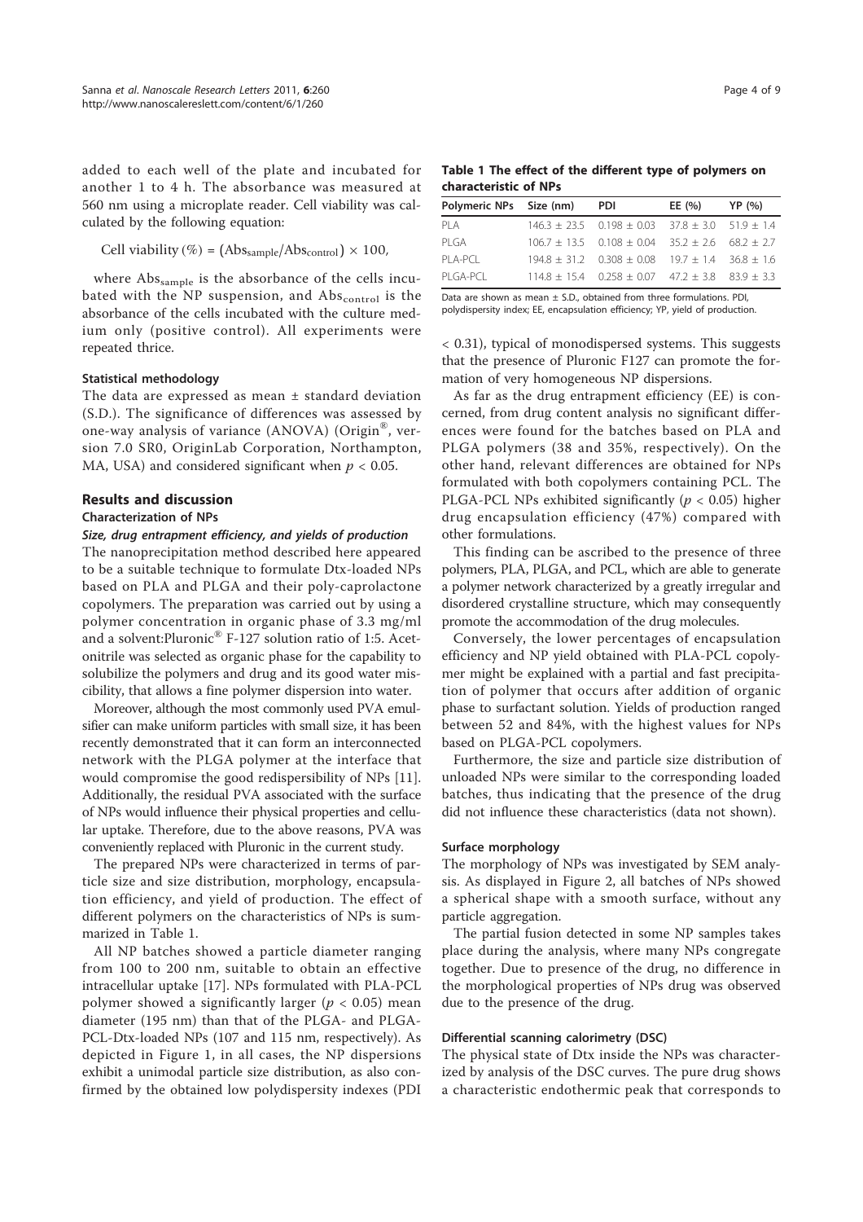added to each well of the plate and incubated for another 1 to 4 h. The absorbance was measured at 560 nm using a microplate reader. Cell viability was calculated by the following equation:

$$\text{Cell viability}\,(\%) = (\text{Abs}_{\text{sample}}/\text{Abs}_{\text{control}}) \times 100,$$

where $\text{Abs}_{\text{sample}}$ is the absorbance of the cells incubated with the NP suspension, and $\text{Abs}_{\text{control}}$ is the absorbance of the cells incubated with the culture medium only (positive control). All experiments were repeated thrice.

#### Statistical methodology

The data are expressed as mean ± standard deviation (S.D.). The significance of differences was assessed by one-way analysis of variance (ANOVA) (Origin®, version 7.0 SR0, OriginLab Corporation, Northampton, MA, USA) and considered significant when $p < 0.05$.

## Results and discussion

### Characterization of NPs

#### *Size, drug entrapment efficiency, and yields of production*

The nanoprecipitation method described here appeared to be a suitable technique to formulate Dtx-loaded NPs based on PLA and PLGA and their poly-caprolactone copolymers. The preparation was carried out by using a polymer concentration in organic phase of 3.3 mg/ml and a solvent:Pluronic® F-127 solution ratio of 1:5. Acetonitrile was selected as organic phase for the capability to solubilize the polymers and drug and its good water miscibility, that allows a fine polymer dispersion into water.

Moreover, although the most commonly used PVA emulsifier can make uniform particles with small size, it has been recently demonstrated that it can form an interconnected network with the PLGA polymer at the interface that would compromise the good redispersibility of NPs [11]. Additionally, the residual PVA associated with the surface of NPs would influence their physical properties and cellular uptake. Therefore, due to the above reasons, PVA was conveniently replaced with Pluronic in the current study.

The prepared NPs were characterized in terms of particle size and size distribution, morphology, encapsulation efficiency, and yield of production. The effect of different polymers on the characteristics of NPs is summarized in Table 1.

All NP batches showed a particle diameter ranging from 100 to 200 nm, suitable to obtain an effective intracellular uptake [17]. NPs formulated with PLA-PCL polymer showed a significantly larger ($p < 0.05$) mean diameter (195 nm) than that of the PLGA- and PLGA-PCL-Dtx-loaded NPs (107 and 115 nm, respectively). As depicted in Figure 1, in all cases, the NP dispersions exhibit a unimodal particle size distribution, as also confirmed by the obtained low polydispersity indexes (PDI < 0.31), typical of monodispersed systems. This suggests that the presence of Pluronic F127 can promote the formation of very homogeneous NP dispersions.

**Table 1 The effect of the different type of polymers on characteristic of NPs**

| Polymeric NPs | Size (nm) | PDI | EE (%) | YP (%) |
|---|---|---|---|---|
| PLA | 146.3 ± 23.5 | 0.198 ± 0.03 | 37.8 ± 3.0 | 51.9 ± 1.4 |
| PLGA | 106.7 ± 13.5 | 0.108 ± 0.04 | 35.2 ± 2.6 | 68.2 ± 2.7 |
| PLA-PCL | 194.8 ± 31.2 | 0.308 ± 0.08 | 19.7 ± 1.4 | 36.8 ± 1.6 |
| PLGA-PCL | 114.8 ± 15.4 | 0.258 ± 0.07 | 47.2 ± 3.8 | 83.9 ± 3.3 |

Data are shown as mean ± S.D., obtained from three formulations. PDI, polydispersity index; EE, encapsulation efficiency; YP, yield of production.

As far as the drug entrapment efficiency (EE) is concerned, from drug content analysis no significant differences were found for the batches based on PLA and PLGA polymers (38 and 35%, respectively). On the other hand, relevant differences are obtained for NPs formulated with both copolymers containing PCL. The PLGA-PCL NPs exhibited significantly ($p < 0.05$) higher drug encapsulation efficiency (47%) compared with other formulations.

This finding can be ascribed to the presence of three polymers, PLA, PLGA, and PCL, which are able to generate a polymer network characterized by a greatly irregular and disordered crystalline structure, which may consequently promote the accommodation of the drug molecules.

Conversely, the lower percentages of encapsulation efficiency and NP yield obtained with PLA-PCL copolymer might be explained with a partial and fast precipitation of polymer that occurs after addition of organic phase to surfactant solution. Yields of production ranged between 52 and 84%, with the highest values for NPs based on PLGA-PCL copolymers.

Furthermore, the size and particle size distribution of unloaded NPs were similar to the corresponding loaded batches, thus indicating that the presence of the drug did not influence these characteristics (data not shown).

#### Surface morphology

The morphology of NPs was investigated by SEM analysis. As displayed in Figure 2, all batches of NPs showed a spherical shape with a smooth surface, without any particle aggregation.

The partial fusion detected in some NP samples takes place during the analysis, where many NPs congregate together. Due to presence of the drug, no difference in the morphological properties of NPs drug was observed due to the presence of the drug.

#### Differential scanning calorimetry (DSC)

The physical state of Dtx inside the NPs was characterized by analysis of the DSC curves. The pure drug shows a characteristic endothermic peak that corresponds to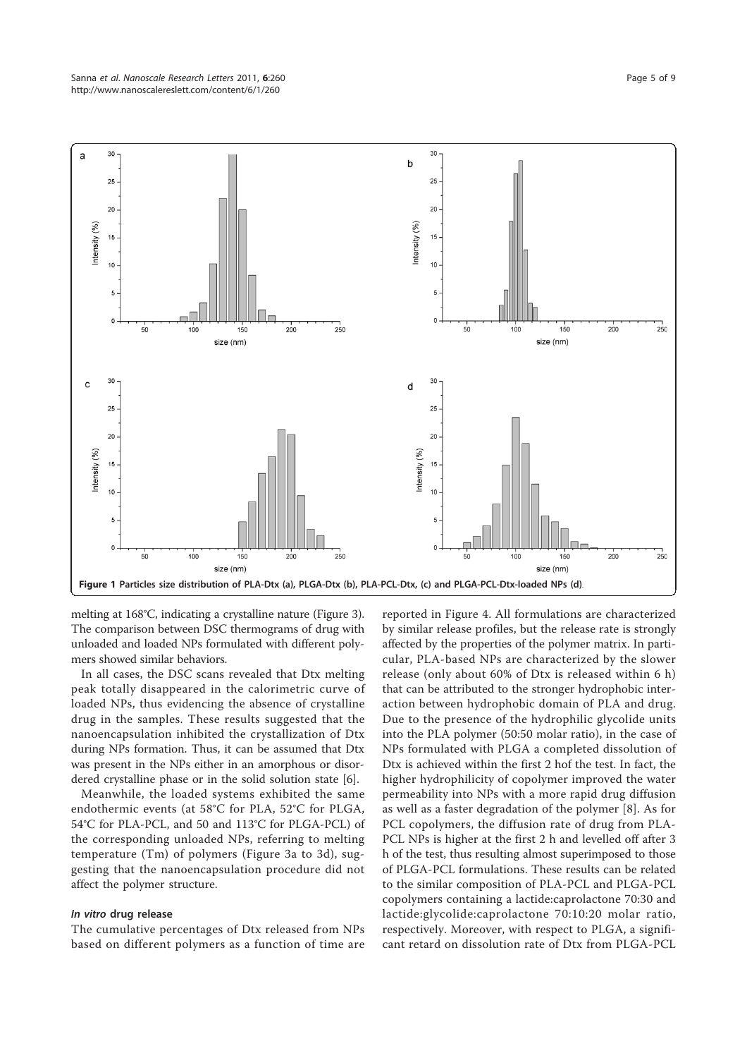Figure 1 Particles size distribution of PLA-Dtx (a), PLGA-Dtx (b), PLA-PCL-Dtx, (c) and PLGA-PCL-Dtx-loaded NPs (d).

melting at 168°C, indicating a crystalline nature (Figure 3). The comparison between DSC thermograms of drug with unloaded and loaded NPs formulated with different polymers showed similar behaviors.

In all cases, the DSC scans revealed that Dtx melting peak totally disappeared in the calorimetric curve of loaded NPs, thus evidencing the absence of crystalline drug in the samples. These results suggested that the nanoencapsulation inhibited the crystallization of Dtx during NPs formation. Thus, it can be assumed that Dtx was present in the NPs either in an amorphous or disordered crystalline phase or in the solid solution state [6].

Meanwhile, the loaded systems exhibited the same endothermic events (at 58°C for PLA, 52°C for PLGA, 54°C for PLA-PCL, and 50 and 113°C for PLGA-PCL) of the corresponding unloaded NPs, referring to melting temperature (Tm) of polymers (Figure 3a to 3d), suggesting that the nanoencapsulation procedure did not affect the polymer structure.

#### *In vitro* drug release

The cumulative percentages of Dtx released from NPs based on different polymers as a function of time are reported in Figure 4. All formulations are characterized by similar release profiles, but the release rate is strongly affected by the properties of the polymer matrix. In particular, PLA-based NPs are characterized by the slower release (only about 60% of Dtx is released within 6 h) that can be attributed to the stronger hydrophobic interaction between hydrophobic domain of PLA and drug. Due to the presence of the hydrophilic glycolide units into the PLA polymer (50:50 molar ratio), in the case of NPs formulated with PLGA a completed dissolution of Dtx is achieved within the first 2 hof the test. In fact, the higher hydrophilicity of copolymer improved the water permeability into NPs with a more rapid drug diffusion as well as a faster degradation of the polymer [8]. As for PCL copolymers, the diffusion rate of drug from PLA-PCL NPs is higher at the first 2 h and levelled off after 3 h of the test, thus resulting almost superimposed to those of PLGA-PCL formulations. These results can be related to the similar composition of PLA-PCL and PLGA-PCL copolymers containing a lactide:caprolactone 70:30 and lactide:glycolide:caprolactone 70:10:20 molar ratio, respectively. Moreover, with respect to PLGA, a significant retard on dissolution rate of Dtx from PLGA-PCL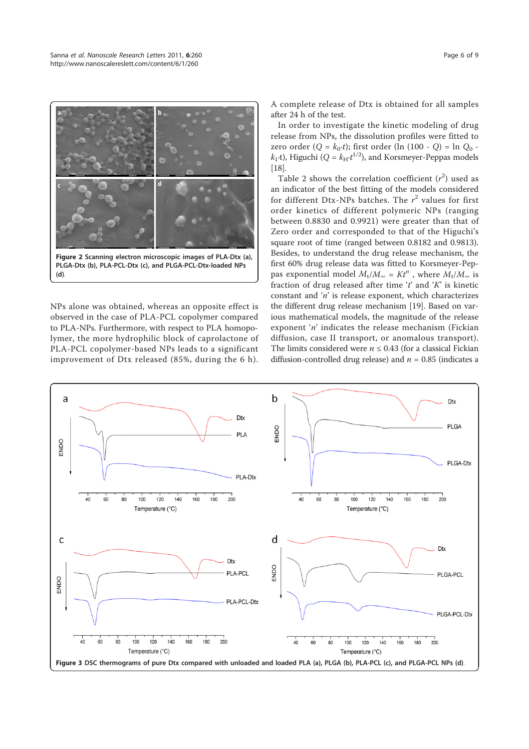**Figure 2** Scanning electron microscopic images of PLA-Dtx (a), PLGA-Dtx (b), PLA-PCL-Dtx (c), and PLGA-PCL-Dtx-loaded NPs (d).

NPs alone was obtained, whereas an opposite effect is observed in the case of PLA-PCL copolymer compared to PLA-NPs. Furthermore, with respect to PLA homopolymer, the more hydrophilic block of caprolactone of PLA-PCL copolymer-based NPs leads to a significant improvement of Dtx released (85%, during the 6 h). A complete release of Dtx is obtained for all samples after 24 h of the test.

In order to investigate the kinetic modeling of drug release from NPs, the dissolution profiles were fitted to zero order ($Q = k_0 \cdot t$); first order ($\ln (100 - Q) = \ln Q_0 - k_1 \cdot t$), Higuchi ($Q = k_H \cdot t^{1/2}$), and Korsmeyer-Peppas models [18].

Table 2 shows the correlation coefficient ($r^2$) used as an indicator of the best fitting of the models considered for different Dtx-NPs batches. The $r^2$ values for first order kinetics of different polymeric NPs (ranging between 0.8830 and 0.9921) were greater than that of Zero order and corresponded to that of the Higuchi's square root of time (ranged between 0.8182 and 0.9813). Besides, to understand the drug release mechanism, the first 60% drug release data was fitted to Korsmeyer-Peppas exponential model $M_t/M_\infty = Kt^n$ , where $M_t/M_\infty$ is fraction of drug released after time '$t$' and '$K$' is kinetic constant and '$n$' is release exponent, which characterizes the different drug release mechanism [19]. Based on various mathematical models, the magnitude of the release exponent '$n$' indicates the release mechanism (Fickian diffusion, case II transport, or anomalous transport). The limits considered were $n \leq 0.43$ (for a classical Fickian diffusion-controlled drug release) and $n = 0.85$ (indicates a

**Figure 3** DSC thermograms of pure Dtx compared with unloaded and loaded PLA (a), PLGA (b), PLA-PCL (c), and PLGA-PCL NPs (d).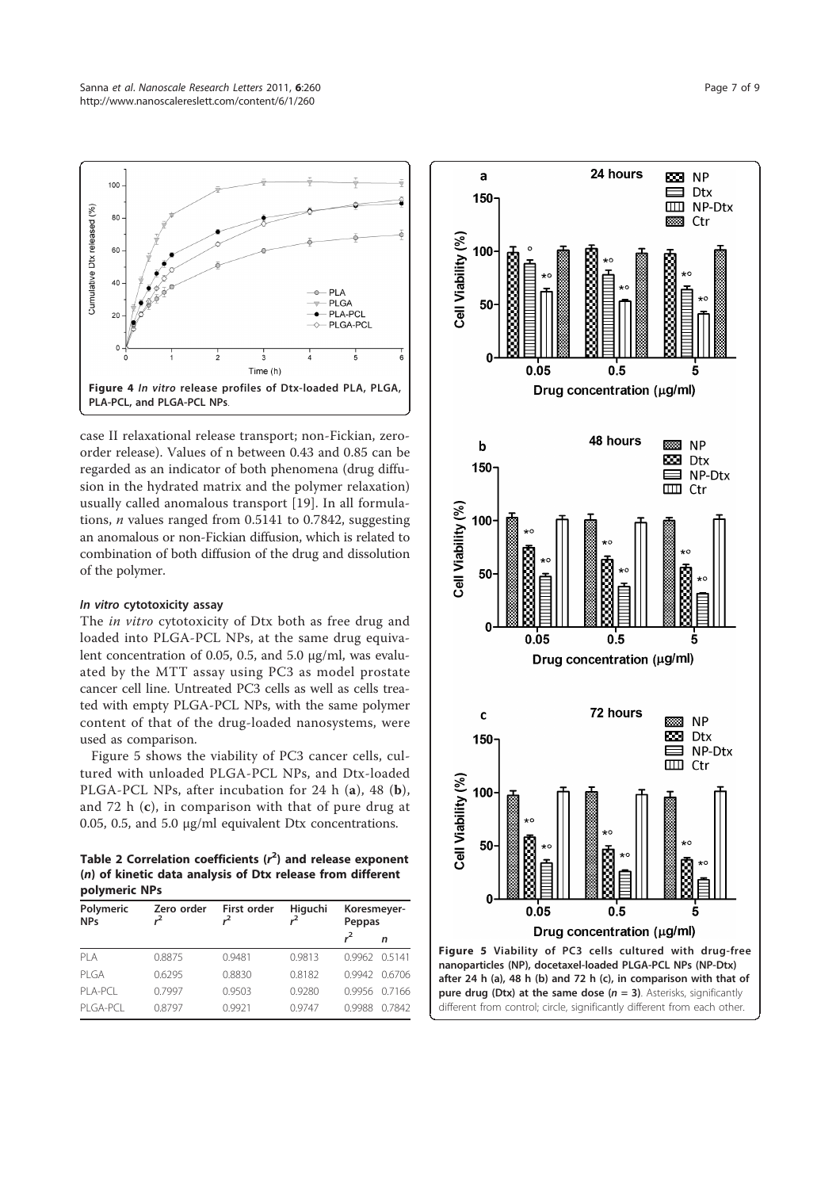Figure 4 *In vitro* release profiles of Dtx-loaded PLA, PLGA, PLA-PCL, and PLGA-PCL NPs.

case II relaxational release transport; non-Fickian, zero-order release). Values of n between 0.43 and 0.85 can be regarded as an indicator of both phenomena (drug diffusion in the hydrated matrix and the polymer relaxation) usually called anomalous transport [19]. In all formulations, *n* values ranged from 0.5141 to 0.7842, suggesting an anomalous or non-Fickian diffusion, which is related to combination of both diffusion of the drug and dissolution of the polymer.

#### *In vitro* cytotoxicity assay

The *in vitro* cytotoxicity of Dtx both as free drug and loaded into PLGA-PCL NPs, at the same drug equivalent concentration of 0.05, 0.5, and 5.0 μg/ml, was evaluated by the MTT assay using PC3 as model prostate cancer cell line. Untreated PC3 cells as well as cells treated with empty PLGA-PCL NPs, with the same polymer content of that of the drug-loaded nanosystems, were used as comparison.

Figure 5 shows the viability of PC3 cancer cells, cultured with unloaded PLGA-PCL NPs, and Dtx-loaded PLGA-PCL NPs, after incubation for 24 h (**a**), 48 (**b**), and 72 h (**c**), in comparison with that of pure drug at 0.05, 0.5, and 5.0 μg/ml equivalent Dtx concentrations.

**Table 2 Correlation coefficients ($r^2$) and release exponent (*n*) of kinetic data analysis of Dtx release from different polymeric NPs**

| Polymeric NPs | Zero order $r^2$ | First order $r^2$ | Higuchi $r^2$ | Koresmeyer-Peppas | |
|---|---|---|---|---|---|
| | | | | $r^2$ | *n* |
| PLA | 0.8875 | 0.9481 | 0.9813 | 0.9962 | 0.5141 |
| PLGA | 0.6295 | 0.8830 | 0.8182 | 0.9942 | 0.6706 |
| PLA-PCL | 0.7997 | 0.9503 | 0.9280 | 0.9956 | 0.7166 |
| PLGA-PCL | 0.8797 | 0.9921 | 0.9747 | 0.9988 | 0.7842 |

**Figure 5 Viability of PC3 cells cultured with drug-free nanoparticles (NP), docetaxel-loaded PLGA-PCL NPs (NP-Dtx) after 24 h (a), 48 h (b) and 72 h (c), in comparison with that of pure drug (Dtx) at the same dose ($n = 3$)**. Asterisks, significantly different from control; circle, significantly different from each other.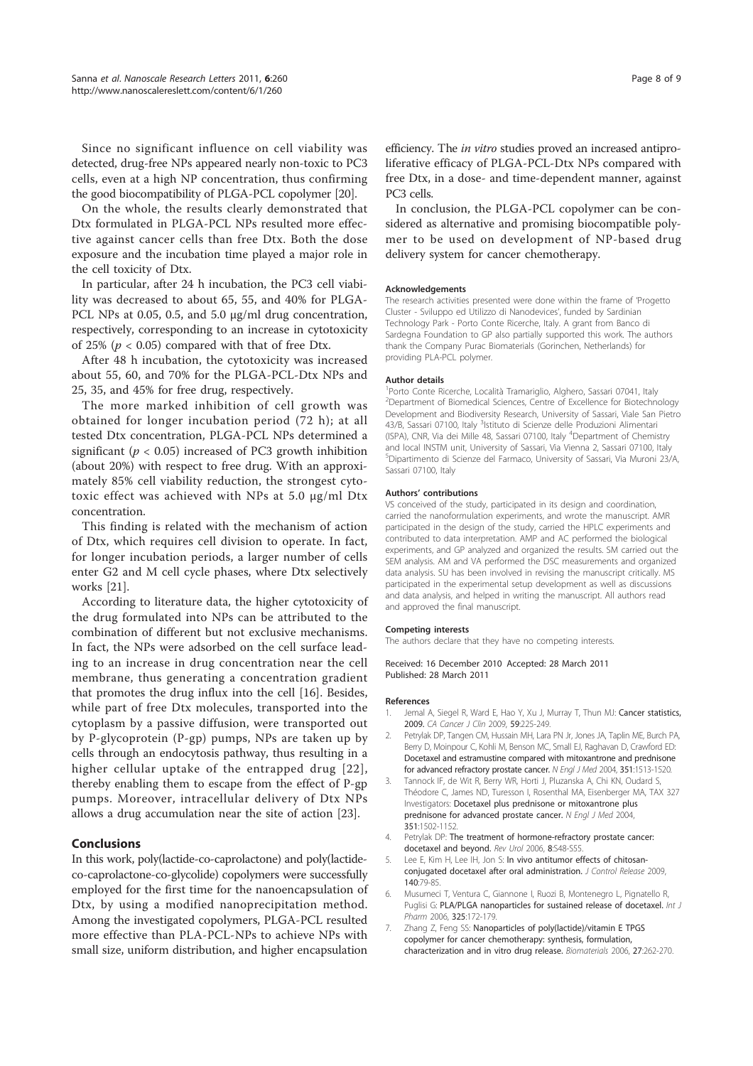Since no significant influence on cell viability was detected, drug-free NPs appeared nearly non-toxic to PC3 cells, even at a high NP concentration, thus confirming the good biocompatibility of PLGA-PCL copolymer [20].

On the whole, the results clearly demonstrated that Dtx formulated in PLGA-PCL NPs resulted more effective against cancer cells than free Dtx. Both the dose exposure and the incubation time played a major role in the cell toxicity of Dtx.

In particular, after 24 h incubation, the PC3 cell viability was decreased to about 65, 55, and 40% for PLGA-PCL NPs at 0.05, 0.5, and 5.0 μg/ml drug concentration, respectively, corresponding to an increase in cytotoxicity of 25% ($p < 0.05$) compared with that of free Dtx.

After 48 h incubation, the cytotoxicity was increased about 55, 60, and 70% for the PLGA-PCL-Dtx NPs and 25, 35, and 45% for free drug, respectively.

The more marked inhibition of cell growth was obtained for longer incubation period (72 h); at all tested Dtx concentration, PLGA-PCL NPs determined a significant ($p < 0.05$) increased of PC3 growth inhibition (about 20%) with respect to free drug. With an approximately 85% cell viability reduction, the strongest cytotoxic effect was achieved with NPs at 5.0 μg/ml Dtx concentration.

This finding is related with the mechanism of action of Dtx, which requires cell division to operate. In fact, for longer incubation periods, a larger number of cells enter G2 and M cell cycle phases, where Dtx selectively works [21].

According to literature data, the higher cytotoxicity of the drug formulated into NPs can be attributed to the combination of different but not exclusive mechanisms. In fact, the NPs were adsorbed on the cell surface leading to an increase in drug concentration near the cell membrane, thus generating a concentration gradient that promotes the drug influx into the cell [16]. Besides, while part of free Dtx molecules, transported into the cytoplasm by a passive diffusion, were transported out by P-glycoprotein (P-gp) pumps, NPs are taken up by cells through an endocytosis pathway, thus resulting in a higher cellular uptake of the entrapped drug [22], thereby enabling them to escape from the effect of P-gp pumps. Moreover, intracellular delivery of Dtx NPs allows a drug accumulation near the site of action [23].

## Conclusions

In this work, poly(lactide-co-caprolactone) and poly(lactide-co-caprolactone-co-glycolide) copolymers were successfully employed for the first time for the nanoencapsulation of Dtx, by using a modified nanoprecipitation method. Among the investigated copolymers, PLGA-PCL resulted more effective than PLA-PCL-NPs to achieve NPs with small size, uniform distribution, and higher encapsulation efficiency. The *in vitro* studies proved an increased antiproliferative efficacy of PLGA-PCL-Dtx NPs compared with free Dtx, in a dose- and time-dependent manner, against PC3 cells.

In conclusion, the PLGA-PCL copolymer can be considered as alternative and promising biocompatible polymer to be used on development of NP-based drug delivery system for cancer chemotherapy.

#### Acknowledgements

The research activities presented were done within the frame of 'Progetto Cluster - Sviluppo ed Utilizzo di Nanodevices', funded by Sardinian Technology Park - Porto Conte Ricerche, Italy. A grant from Banco di Sardegna Foundation to GP also partially supported this work. The authors thank the Company Purac Biomaterials (Gorinchen, Netherlands) for providing PLA-PCL polymer.

#### Author details

[1]Porto Conte Ricerche, Località Tramariglio, Alghero, Sassari 07041, Italy [2]Department of Biomedical Sciences, Centre of Excellence for Biotechnology Development and Biodiversity Research, University of Sassari, Viale San Pietro 43/B, Sassari 07100, Italy [3]Istituto di Scienze delle Produzioni Alimentari (ISPA), CNR, Via dei Mille 48, Sassari 07100, Italy [4]Department of Chemistry and local INSTM unit, University of Sassari, Via Vienna 2, Sassari 07100, Italy [5]Dipartimento di Scienze del Farmaco, University of Sassari, Via Muroni 23/A, Sassari 07100, Italy

#### Authors' contributions

VS conceived of the study, participated in its design and coordination, carried the nanoformulation experiments, and wrote the manuscript. AMR participated in the design of the study, carried the HPLC experiments and contributed to data interpretation. AMP and AC performed the biological experiments, and GP analyzed and organized the results. SM carried out the SEM analysis. AM and VA performed the DSC measurements and organized data analysis. SU has been involved in revising the manuscript critically. MS participated in the experimental setup development as well as discussions and data analysis, and helped in writing the manuscript. All authors read and approved the final manuscript.

#### Competing interests

The authors declare that they have no competing interests.

Received: 16 December 2010 Accepted: 28 March 2011
Published: 28 March 2011

#### References

1. Jemal A, Siegel R, Ward E, Hao Y, Xu J, Murray T, Thun MJ: Cancer statistics, 2009. *CA Cancer J Clin* 2009, 59:225-249.
2. Petrylak DP, Tangen CM, Hussain MH, Lara PN Jr, Jones JA, Taplin ME, Burch PA, Berry D, Moinpour C, Kohli M, Benson MC, Small EJ, Raghavan D, Crawford ED: Docetaxel and estramustine compared with mitoxantrone and prednisone for advanced refractory prostate cancer. *N Engl J Med* 2004, 351:1513-1520.
3. Tannock IF, de Wit R, Berry WR, Horti J, Pluzanska A, Chi KN, Oudard S, Théodore C, James ND, Turesson I, Rosenthal MA, Eisenberger MA, TAX 327 Investigators: Docetaxel plus prednisone or mitoxantrone plus prednisone for advanced prostate cancer. *N Engl J Med* 2004, 351:1502-1152.
4. Petrylak DP: The treatment of hormone-refractory prostate cancer: docetaxel and beyond. *Rev Urol* 2006, 8:S48-S55.
5. Lee E, Kim H, Lee IH, Jon S: In vivo antitumor effects of chitosan-conjugated docetaxel after oral administration. *J Control Release* 2009, 140:79-85.
6. Musumeci T, Ventura C, Giannone I, Ruozi B, Montenegro L, Pignatello R, Puglisi G: PLA/PLGA nanoparticles for sustained release of docetaxel. *Int J Pharm* 2006, 325:172-179.
7. Zhang Z, Feng SS: Nanoparticles of poly(lactide)/vitamin E TPGS copolymer for cancer chemotherapy: synthesis, formulation, characterization and in vitro drug release. *Biomaterials* 2006, 27:262-270.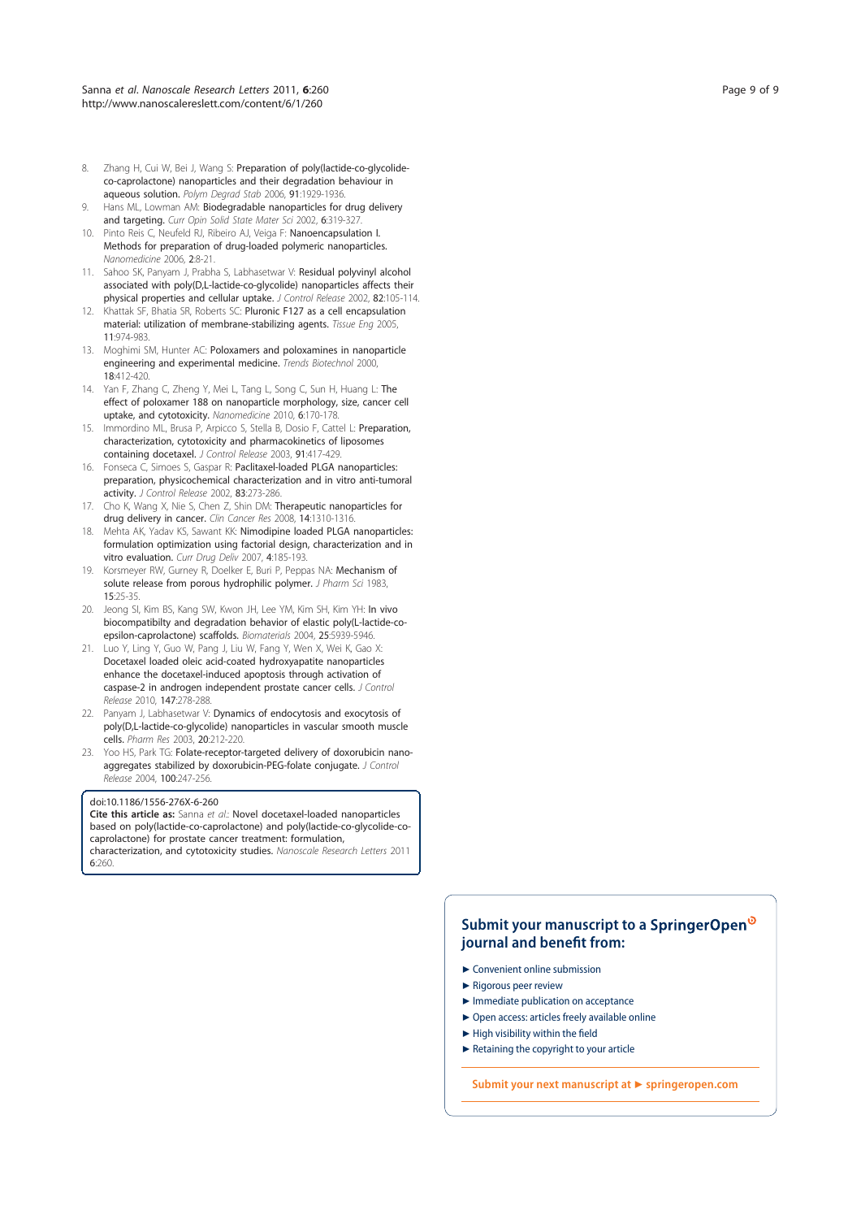8. Zhang H, Cui W, Bei J, Wang S: **Preparation of poly(lactide-co-glycolide-co-caprolactone) nanoparticles and their degradation behaviour in aqueous solution.** *Polym Degrad Stab* 2006, **91**:1929-1936.
9. Hans ML, Lowman AM: **Biodegradable nanoparticles for drug delivery and targeting.** *Curr Opin Solid State Mater Sci* 2002, **6**:319-327.
10. Pinto Reis C, Neufeld RJ, Ribeiro AJ, Veiga F: **Nanoencapsulation I. Methods for preparation of drug-loaded polymeric nanoparticles.** *Nanomedicine* 2006, **2**:8-21.
11. Sahoo SK, Panyam J, Prabha S, Labhasetwar V: **Residual polyvinyl alcohol associated with poly(D,L-lactide-co-glycolide) nanoparticles affects their physical properties and cellular uptake.** *J Control Release* 2002, **82**:105-114.
12. Khattak SF, Bhatia SR, Roberts SC: **Pluronic F127 as a cell encapsulation material: utilization of membrane-stabilizing agents.** *Tissue Eng* 2005, **11**:974-983.
13. Moghimi SM, Hunter AC: **Poloxamers and poloxamines in nanoparticle engineering and experimental medicine.** *Trends Biotechnol* 2000, **18**:412-420.
14. Yan F, Zhang C, Zheng Y, Mei L, Tang L, Song C, Sun H, Huang L: **The effect of poloxamer 188 on nanoparticle morphology, size, cancer cell uptake, and cytotoxicity.** *Nanomedicine* 2010, **6**:170-178.
15. Immordino ML, Brusa P, Arpicco S, Stella B, Dosio F, Cattel L: **Preparation, characterization, cytotoxicity and pharmacokinetics of liposomes containing docetaxel.** *J Control Release* 2003, **91**:417-429.
16. Fonseca C, Simoes S, Gaspar R: **Paclitaxel-loaded PLGA nanoparticles: preparation, physicochemical characterization and in vitro anti-tumoral activity.** *J Control Release* 2002, **83**:273-286.
17. Cho K, Wang X, Nie S, Chen Z, Shin DM: **Therapeutic nanoparticles for drug delivery in cancer.** *Clin Cancer Res* 2008, **14**:1310-1316.
18. Mehta AK, Yadav KS, Sawant KK: **Nimodipine loaded PLGA nanoparticles: formulation optimization using factorial design, characterization and in vitro evaluation.** *Curr Drug Deliv* 2007, **4**:185-193.
19. Korsmeyer RW, Gurney R, Doelker E, Buri P, Peppas NA: **Mechanism of solute release from porous hydrophilic polymer.** *J Pharm Sci* 1983, **15**:25-35.
20. Jeong SI, Kim BS, Kang SW, Kwon JH, Lee YM, Kim SH, Kim YH: **In vivo biocompatibilty and degradation behavior of elastic poly(L-lactide-co-epsilon-caprolactone) scaffolds.** *Biomaterials* 2004, **25**:5939-5946.
21. Luo Y, Ling Y, Guo W, Pang J, Liu W, Fang Y, Wen X, Wei K, Gao X: **Docetaxel loaded oleic acid-coated hydroxyapatite nanoparticles enhance the docetaxel-induced apoptosis through activation of caspase-2 in androgen independent prostate cancer cells.** *J Control Release* 2010, **147**:278-288.
22. Panyam J, Labhasetwar V: **Dynamics of endocytosis and exocytosis of poly(D,L-lactide-co-glycolide) nanoparticles in vascular smooth muscle cells.** *Pharm Res* 2003, **20**:212-220.
23. Yoo HS, Park TG: **Folate-receptor-targeted delivery of doxorubicin nano-aggregates stabilized by doxorubicin-PEG-folate conjugate.** *J Control Release* 2004, **100**:247-256.

doi:10.1186/1556-276X-6-260

**Cite this article as:** Sanna *et al.*: Novel docetaxel-loaded nanoparticles based on poly(lactide-co-caprolactone) and poly(lactide-co-glycolide-co-caprolactone) for prostate cancer treatment: formulation, characterization, and cytotoxicity studies. *Nanoscale Research Letters* 2011 **6**:260.

**Submit your manuscript to a SpringerOpen journal and benefit from:**

- ► Convenient online submission
- ► Rigorous peer review
- ► Immediate publication on acceptance
- ► Open access: articles freely available online
- ► High visibility within the field
- ► Retaining the copyright to your article

**Submit your next manuscript at ► springeropen.com**